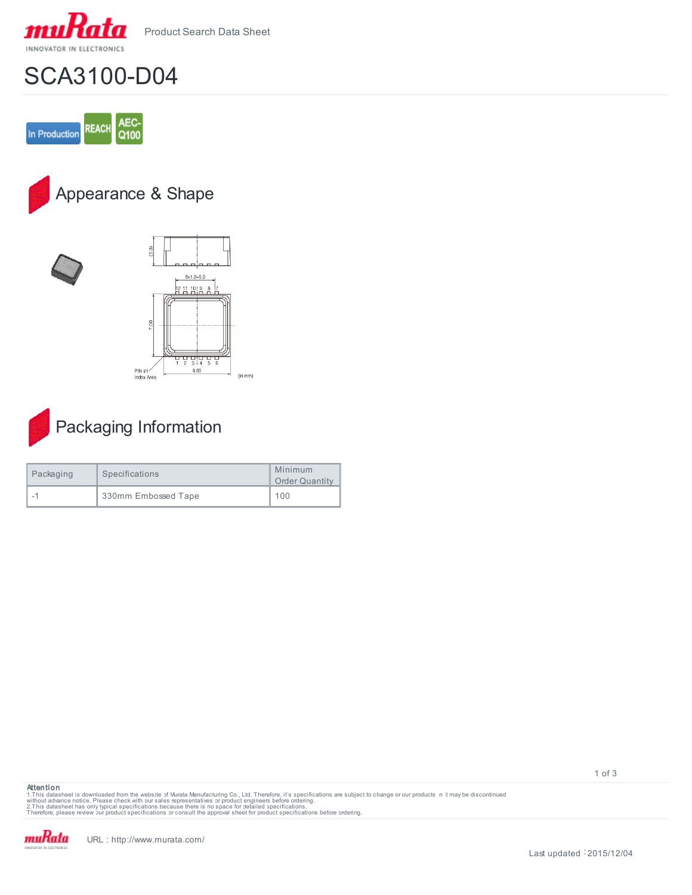Product Search Data Sheet

# SCA3100-D04

In Production | REACH | AEC-Q100

## Appearance & Shape

## Packaging Information

| Packaging | Specifications | Minimum Order Quantity |
|---|---|---|
| -1 | 330mm Embossed Tape | 100 |

**Attention**
1.This datasheet is downloaded from the website of Murata Manufacturing Co., Ltd. Therefore, it's specifications are subject to change or our products in it may be discontinued without advance notice. Please check with our sales representatives or product engineers before ordering.
2.This datasheet has only typical specifications because there is no space for detailed specifications.
Therefore, please review our product specifications or consult the approval sheet for product specifications before ordering.

URL : http://www.murata.com/

Last updated : 2015/12/04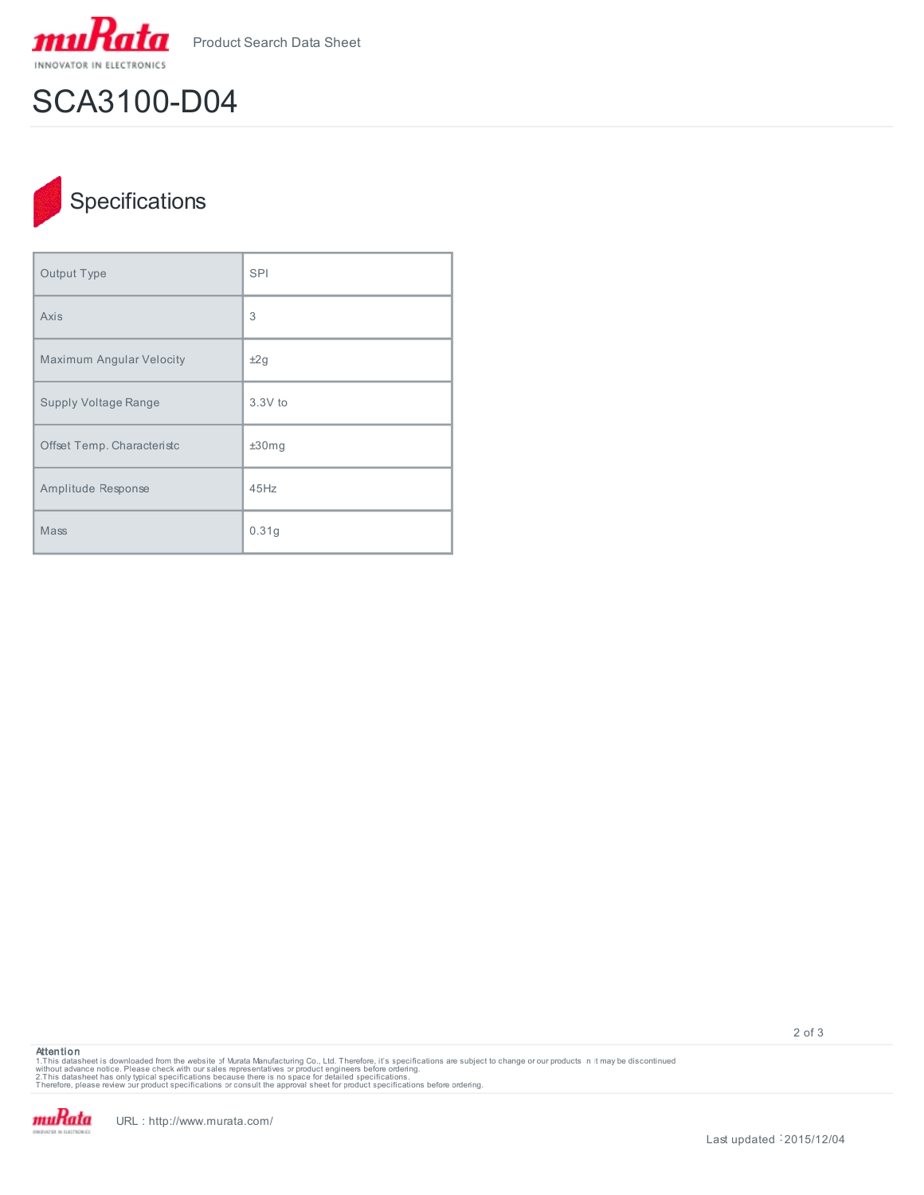# SCA3100-D04

## Specifications

| | |
|---|---|
| Output Type | SPI |
| Axis | 3 |
| Maximum Angular Velocity | ±2g |
| Supply Voltage Range | 3.3V to |
| Offset Temp. Characteristc | ±30mg |
| Amplitude Response | 45Hz |
| Mass | 0.31g |

**Attention**

1.This datasheet is downloaded from the website of Murata Manufacturing Co., Ltd. Therefore, it's specifications are subject to change or our products in it may be discontinued without advance notice. Please check with our sales representatives or product engineers before ordering.
2.This datasheet has only typical specifications because there is no space for detailed specifications.
Therefore, please review our product specifications or consult the approval sheet for product specifications before ordering.

URL : http://www.murata.com/

Last updated : 2015/12/04